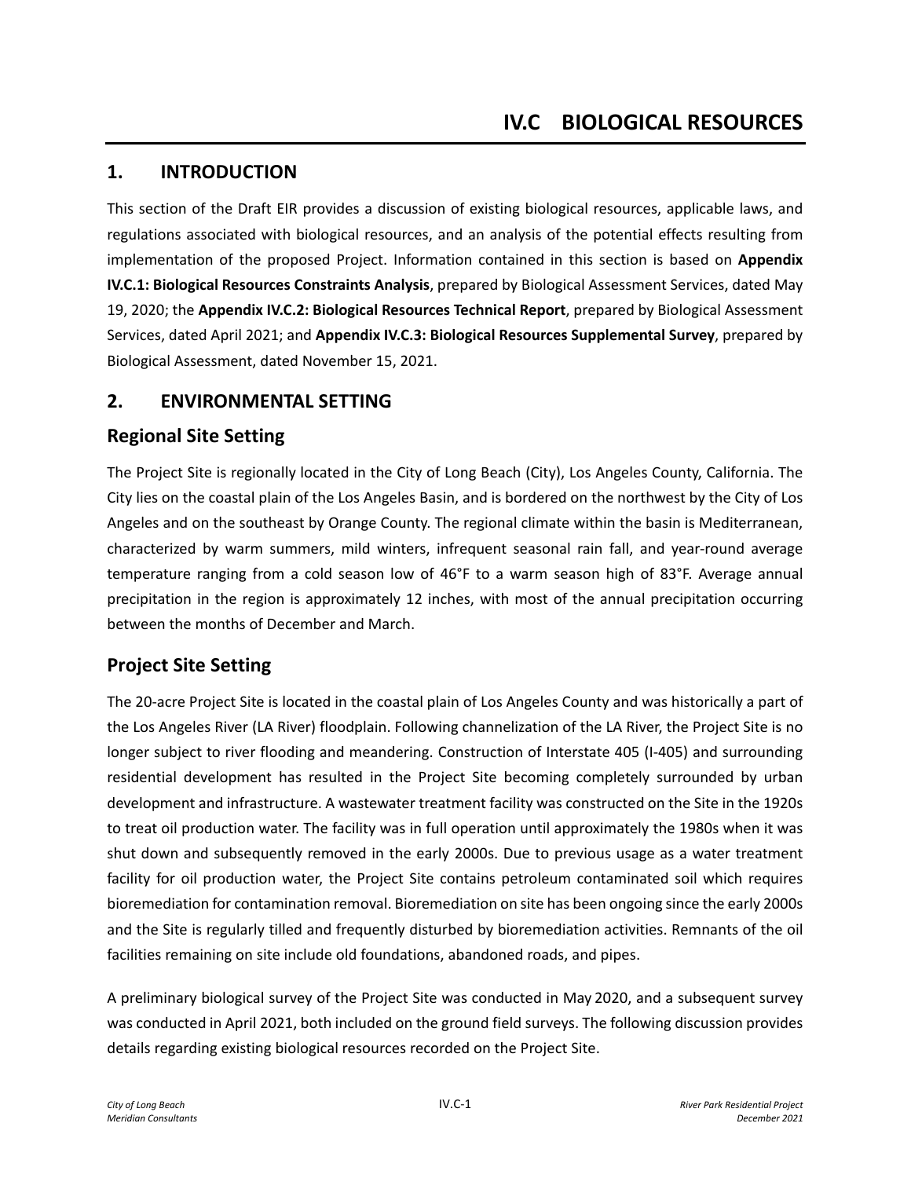# IV.C BIOLOGICAL RESOURCES

## 1. INTRODUCTION

This section of the Draft EIR provides a discussion of existing biological resources, applicable laws, and regulations associated with biological resources, and an analysis of the potential effects resulting from implementation of the proposed Project. Information contained in this section is based on **Appendix IV.C.1: Biological Resources Constraints Analysis**, prepared by Biological Assessment Services, dated May 19, 2020; the **Appendix IV.C.2: Biological Resources Technical Report**, prepared by Biological Assessment Services, dated April 2021; and **Appendix IV.C.3: Biological Resources Supplemental Survey**, prepared by Biological Assessment, dated November 15, 2021.

## 2. ENVIRONMENTAL SETTING

### Regional Site Setting

The Project Site is regionally located in the City of Long Beach (City), Los Angeles County, California. The City lies on the coastal plain of the Los Angeles Basin, and is bordered on the northwest by the City of Los Angeles and on the southeast by Orange County. The regional climate within the basin is Mediterranean, characterized by warm summers, mild winters, infrequent seasonal rain fall, and year-round average temperature ranging from a cold season low of 46°F to a warm season high of 83°F. Average annual precipitation in the region is approximately 12 inches, with most of the annual precipitation occurring between the months of December and March.

### Project Site Setting

The 20-acre Project Site is located in the coastal plain of Los Angeles County and was historically a part of the Los Angeles River (LA River) floodplain. Following channelization of the LA River, the Project Site is no longer subject to river flooding and meandering. Construction of Interstate 405 (I-405) and surrounding residential development has resulted in the Project Site becoming completely surrounded by urban development and infrastructure. A wastewater treatment facility was constructed on the Site in the 1920s to treat oil production water. The facility was in full operation until approximately the 1980s when it was shut down and subsequently removed in the early 2000s. Due to previous usage as a water treatment facility for oil production water, the Project Site contains petroleum contaminated soil which requires bioremediation for contamination removal. Bioremediation on site has been ongoing since the early 2000s and the Site is regularly tilled and frequently disturbed by bioremediation activities. Remnants of the oil facilities remaining on site include old foundations, abandoned roads, and pipes.

A preliminary biological survey of the Project Site was conducted in May 2020, and a subsequent survey was conducted in April 2021, both included on the ground field surveys. The following discussion provides details regarding existing biological resources recorded on the Project Site.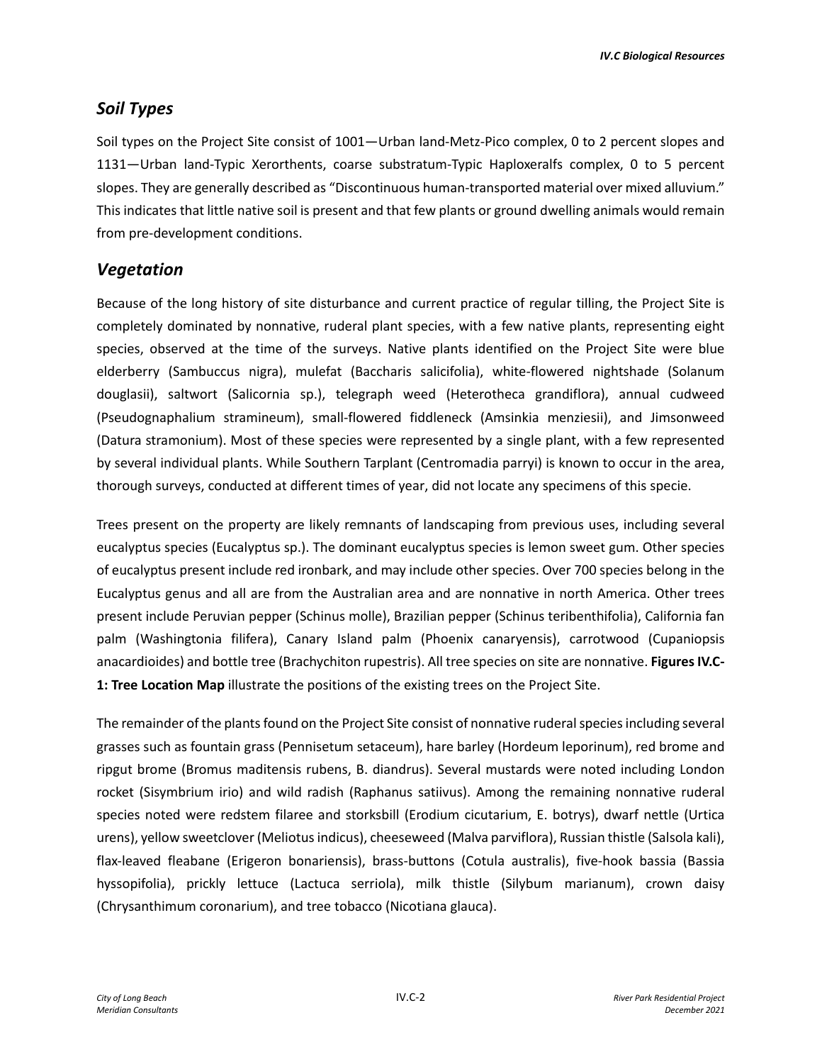## *Soil Types*

Soil types on the Project Site consist of 1001—Urban land-Metz-Pico complex, 0 to 2 percent slopes and 1131—Urban land-Typic Xerorthents, coarse substratum-Typic Haploxeralfs complex, 0 to 5 percent slopes. They are generally described as "Discontinuous human-transported material over mixed alluvium." This indicates that little native soil is present and that few plants or ground dwelling animals would remain from pre-development conditions.

## *Vegetation*

Because of the long history of site disturbance and current practice of regular tilling, the Project Site is completely dominated by nonnative, ruderal plant species, with a few native plants, representing eight species, observed at the time of the surveys. Native plants identified on the Project Site were blue elderberry (Sambuccus nigra), mulefat (Baccharis salicifolia), white-flowered nightshade (Solanum douglasii), saltwort (Salicornia sp.), telegraph weed (Heterotheca grandiflora), annual cudweed (Pseudognaphalium stramineum), small-flowered fiddleneck (Amsinkia menziesii), and Jimsonweed (Datura stramonium). Most of these species were represented by a single plant, with a few represented by several individual plants. While Southern Tarplant (Centromadia parryi) is known to occur in the area, thorough surveys, conducted at different times of year, did not locate any specimens of this specie.

Trees present on the property are likely remnants of landscaping from previous uses, including several eucalyptus species (Eucalyptus sp.). The dominant eucalyptus species is lemon sweet gum. Other species of eucalyptus present include red ironbark, and may include other species. Over 700 species belong in the Eucalyptus genus and all are from the Australian area and are nonnative in north America. Other trees present include Peruvian pepper (Schinus molle), Brazilian pepper (Schinus teribenthifolia), California fan palm (Washingtonia filifera), Canary Island palm (Phoenix canaryensis), carrotwood (Cupaniopsis anacardioides) and bottle tree (Brachychiton rupestris). All tree species on site are nonnative. **Figures IV.C-1: Tree Location Map** illustrate the positions of the existing trees on the Project Site.

The remainder of the plants found on the Project Site consist of nonnative ruderal species including several grasses such as fountain grass (Pennisetum setaceum), hare barley (Hordeum leporinum), red brome and ripgut brome (Bromus maditensis rubens, B. diandrus). Several mustards were noted including London rocket (Sisymbrium irio) and wild radish (Raphanus satiivus). Among the remaining nonnative ruderal species noted were redstem filaree and storksbill (Erodium cicutarium, E. botrys), dwarf nettle (Urtica urens), yellow sweetclover (Meliotus indicus), cheeseweed (Malva parviflora), Russian thistle (Salsola kali), flax-leaved fleabane (Erigeron bonariensis), brass-buttons (Cotula australis), five-hook bassia (Bassia hyssopifolia), prickly lettuce (Lactuca serriola), milk thistle (Silybum marianum), crown daisy (Chrysanthimum coronarium), and tree tobacco (Nicotiana glauca).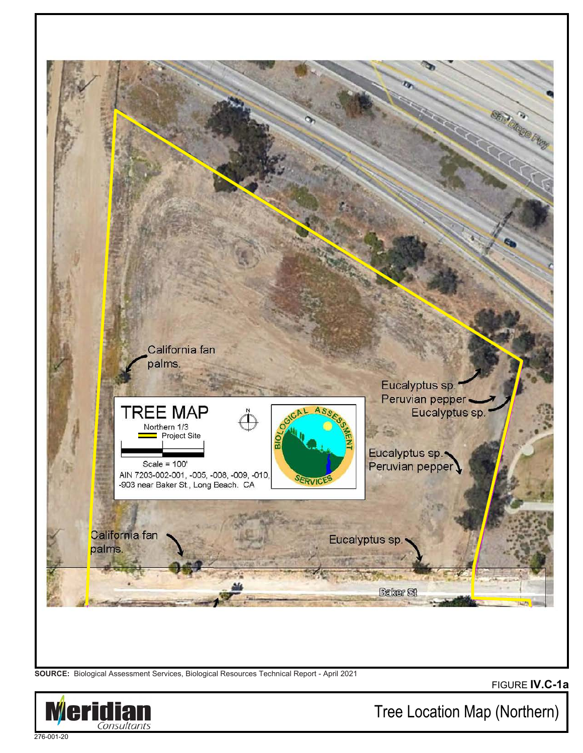TREE MAP

Northern 1/3

Project Site

Scale = 100'

AIN 7203-002-001, -005, -008, -009, -010, -903 near Baker St., Long Beach. CA

California fan palms.

Eucalyptus sp.

Peruvian pepper

Eucalyptus sp.

Eucalyptus sp.

Peruvian pepper

California fan palms.

Eucalyptus sp.

San Diego Fwy

Baker St

SOURCE: Biological Assessment Services, Biological Resources Technical Report - April 2021

FIGURE **IV.C-1a**

Tree Location Map (Northern)

276-001-20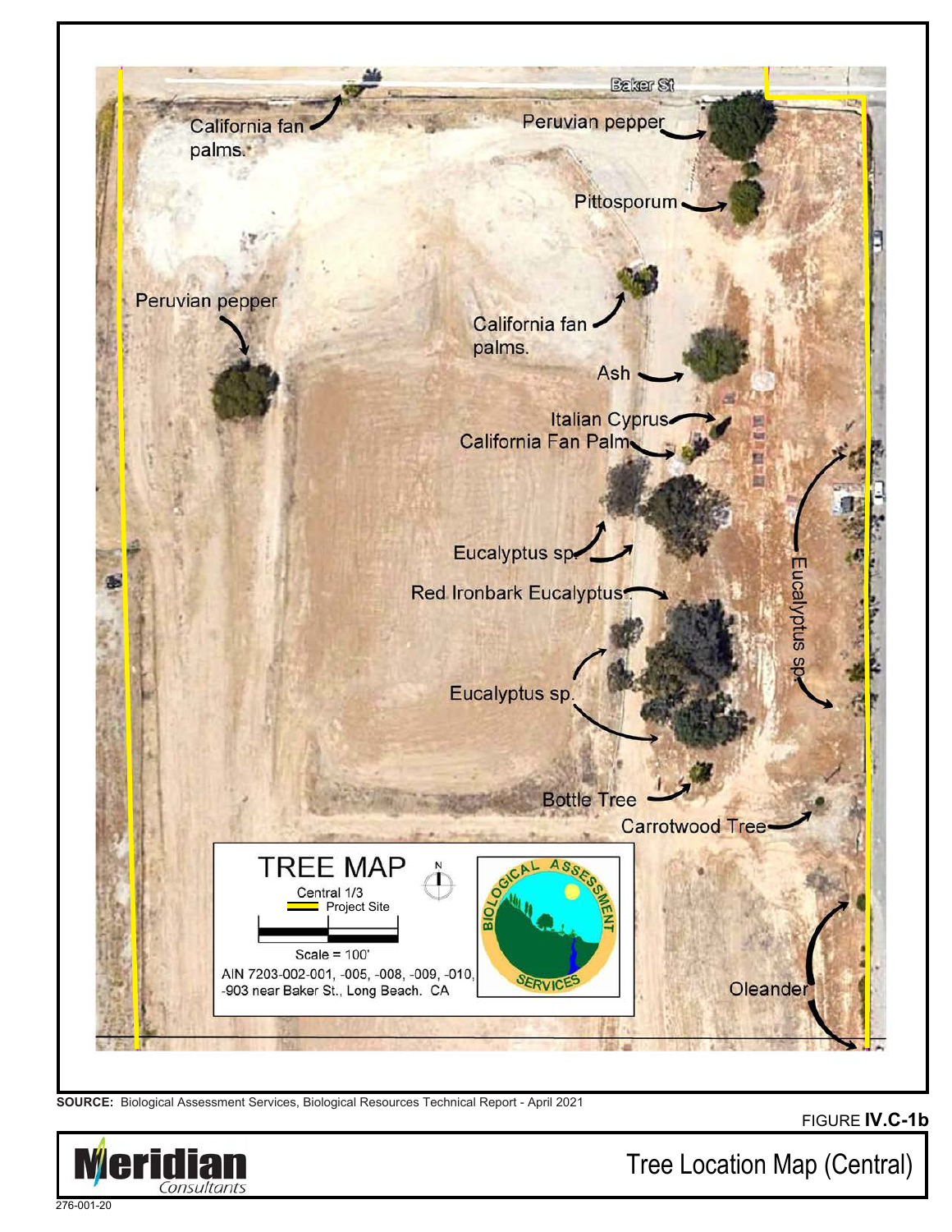Baker St

California fan palms.

Peruvian pepper

Pittosporum

Peruvian pepper

California fan palms.

Ash

Italian Cyprus

California Fan Palm

Eucalyptus sp.

Red Ironbark Eucalyptus

Eucalyptus sp.

Eucalyptus sp.

Bottle Tree

Carrotwood Tree

Oleander

TREE MAP

Central 1/3

Project Site

Scale = 100'

AIN 7203-002-001, -005, -008, -009, -010, -903 near Baker St., Long Beach. CA

BIOLOGICAL ASSESSMENT SERVICES

**SOURCE:** Biological Assessment Services, Biological Resources Technical Report - April 2021

FIGURE **IV.C-1b**

Meridian Consultants

Tree Location Map (Central)

276-001-20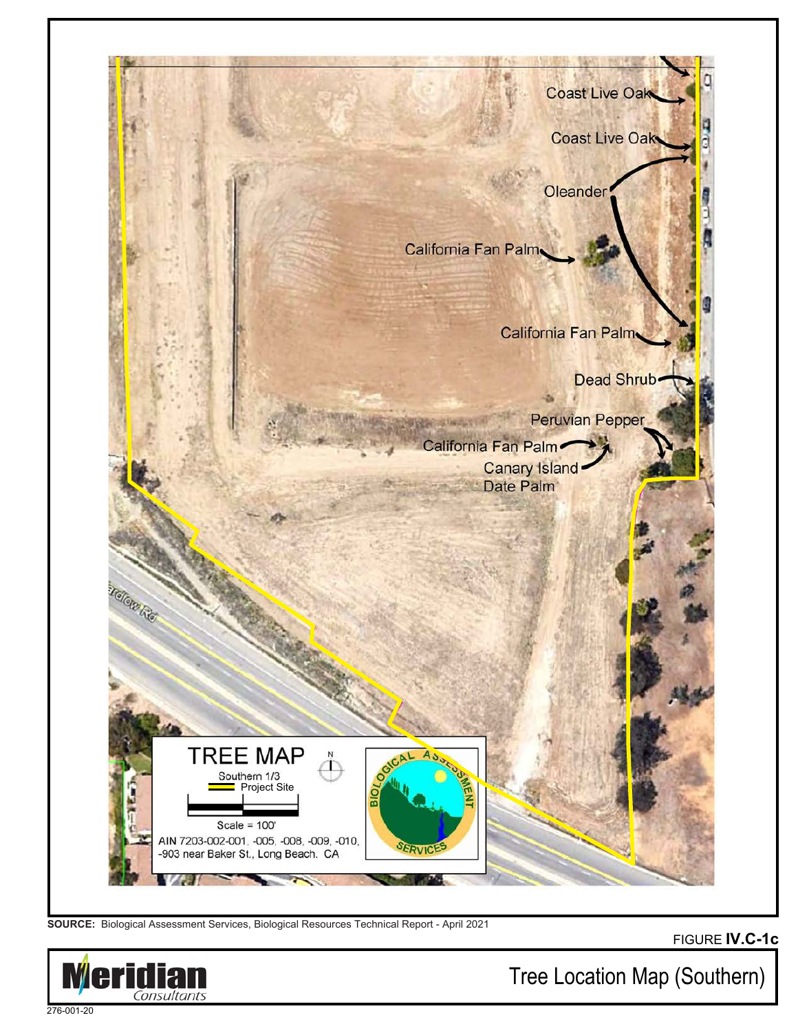Coast Live Oak

Coast Live Oak

Oleander

California Fan Palm

California Fan Palm

Dead Shrub

Peruvian Pepper

California Fan Palm

Canary Island Date Palm

ardlow Rd

TREE MAP

Southern 1/3

Project Site

Scale = 100'

AIN 7203-002-001, -005, -008, -009, -010, -903 near Baker St., Long Beach. CA

BIOLOGICAL ASSESSMENT SERVICES

**SOURCE:** Biological Assessment Services, Biological Resources Technical Report - April 2021

FIGURE **IV.C-1c**

Meridian Consultants

Tree Location Map (Southern)

276-001-20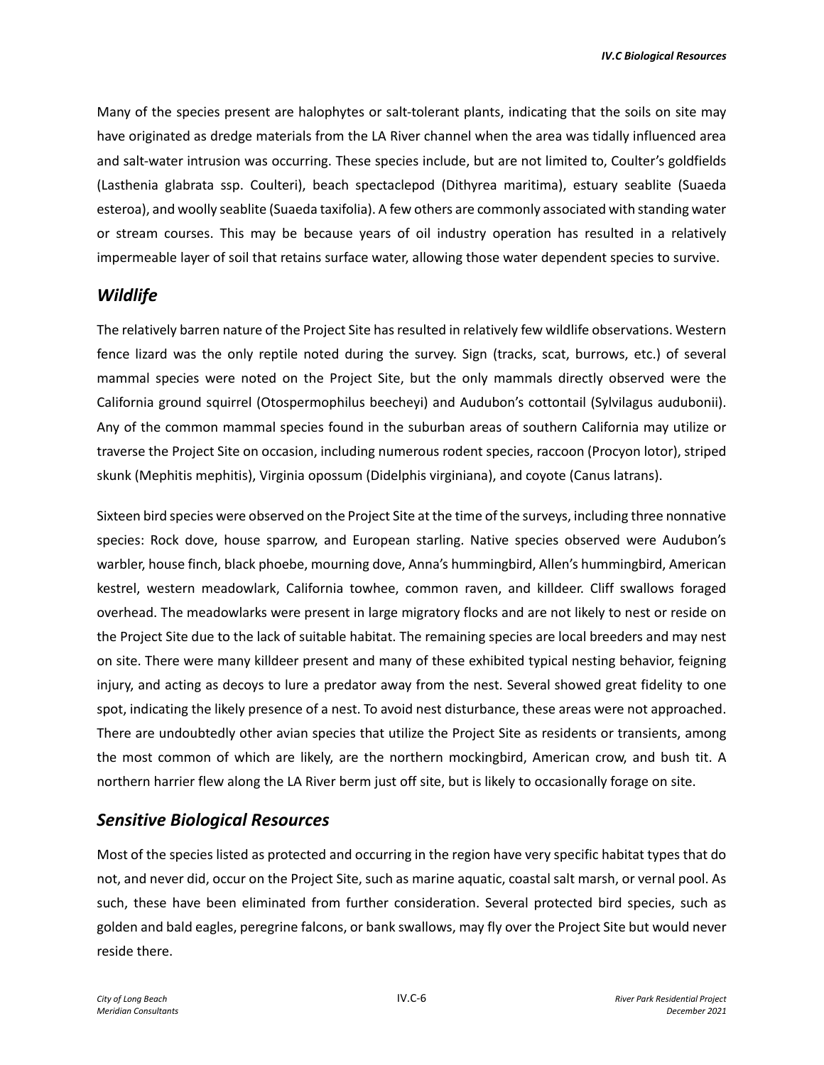Many of the species present are halophytes or salt-tolerant plants, indicating that the soils on site may have originated as dredge materials from the LA River channel when the area was tidally influenced area and salt-water intrusion was occurring. These species include, but are not limited to, Coulter's goldfields (Lasthenia glabrata ssp. Coulteri), beach spectaclepod (Dithyrea maritima), estuary seablite (Suaeda esteroa), and woolly seablite (Suaeda taxifolia). A few others are commonly associated with standing water or stream courses. This may be because years of oil industry operation has resulted in a relatively impermeable layer of soil that retains surface water, allowing those water dependent species to survive.

## *Wildlife*

The relatively barren nature of the Project Site has resulted in relatively few wildlife observations. Western fence lizard was the only reptile noted during the survey. Sign (tracks, scat, burrows, etc.) of several mammal species were noted on the Project Site, but the only mammals directly observed were the California ground squirrel (Otospermophilus beecheyi) and Audubon's cottontail (Sylvilagus audubonii). Any of the common mammal species found in the suburban areas of southern California may utilize or traverse the Project Site on occasion, including numerous rodent species, raccoon (Procyon lotor), striped skunk (Mephitis mephitis), Virginia opossum (Didelphis virginiana), and coyote (Canus latrans).

Sixteen bird species were observed on the Project Site at the time of the surveys, including three nonnative species: Rock dove, house sparrow, and European starling. Native species observed were Audubon's warbler, house finch, black phoebe, mourning dove, Anna's hummingbird, Allen's hummingbird, American kestrel, western meadowlark, California towhee, common raven, and killdeer. Cliff swallows foraged overhead. The meadowlarks were present in large migratory flocks and are not likely to nest or reside on the Project Site due to the lack of suitable habitat. The remaining species are local breeders and may nest on site. There were many killdeer present and many of these exhibited typical nesting behavior, feigning injury, and acting as decoys to lure a predator away from the nest. Several showed great fidelity to one spot, indicating the likely presence of a nest. To avoid nest disturbance, these areas were not approached. There are undoubtedly other avian species that utilize the Project Site as residents or transients, among the most common of which are likely, are the northern mockingbird, American crow, and bush tit. A northern harrier flew along the LA River berm just off site, but is likely to occasionally forage on site.

## *Sensitive Biological Resources*

Most of the species listed as protected and occurring in the region have very specific habitat types that do not, and never did, occur on the Project Site, such as marine aquatic, coastal salt marsh, or vernal pool. As such, these have been eliminated from further consideration. Several protected bird species, such as golden and bald eagles, peregrine falcons, or bank swallows, may fly over the Project Site but would never reside there.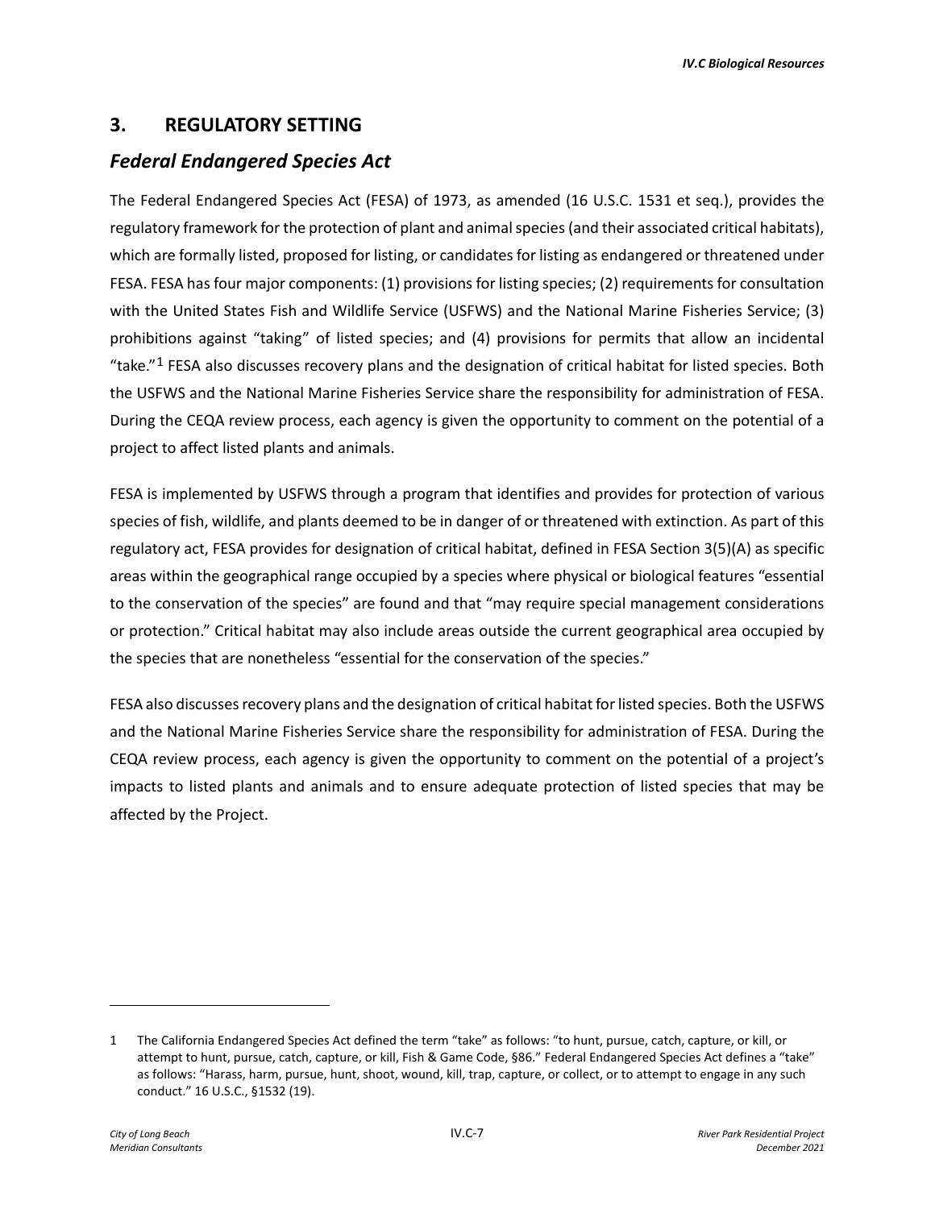## 3. REGULATORY SETTING

### *Federal Endangered Species Act*

The Federal Endangered Species Act (FESA) of 1973, as amended (16 U.S.C. 1531 et seq.), provides the regulatory framework for the protection of plant and animal species (and their associated critical habitats), which are formally listed, proposed for listing, or candidates for listing as endangered or threatened under FESA. FESA has four major components: (1) provisions for listing species; (2) requirements for consultation with the United States Fish and Wildlife Service (USFWS) and the National Marine Fisheries Service; (3) prohibitions against "taking" of listed species; and (4) provisions for permits that allow an incidental "take."[1] FESA also discusses recovery plans and the designation of critical habitat for listed species. Both the USFWS and the National Marine Fisheries Service share the responsibility for administration of FESA. During the CEQA review process, each agency is given the opportunity to comment on the potential of a project to affect listed plants and animals.

FESA is implemented by USFWS through a program that identifies and provides for protection of various species of fish, wildlife, and plants deemed to be in danger of or threatened with extinction. As part of this regulatory act, FESA provides for designation of critical habitat, defined in FESA Section 3(5)(A) as specific areas within the geographical range occupied by a species where physical or biological features "essential to the conservation of the species" are found and that "may require special management considerations or protection." Critical habitat may also include areas outside the current geographical area occupied by the species that are nonetheless "essential for the conservation of the species."

FESA also discusses recovery plans and the designation of critical habitat for listed species. Both the USFWS and the National Marine Fisheries Service share the responsibility for administration of FESA. During the CEQA review process, each agency is given the opportunity to comment on the potential of a project's impacts to listed plants and animals and to ensure adequate protection of listed species that may be affected by the Project.

---

1 The California Endangered Species Act defined the term "take" as follows: "to hunt, pursue, catch, capture, or kill, or attempt to hunt, pursue, catch, capture, or kill, Fish & Game Code, §86." Federal Endangered Species Act defines a "take" as follows: "Harass, harm, pursue, hunt, shoot, wound, kill, trap, capture, or collect, or to attempt to engage in any such conduct." 16 U.S.C., §1532 (19).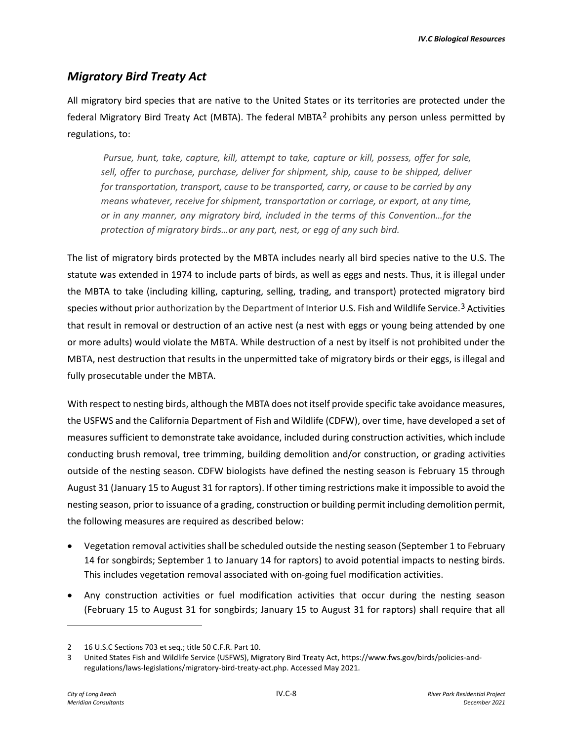## *Migratory Bird Treaty Act*

All migratory bird species that are native to the United States or its territories are protected under the federal Migratory Bird Treaty Act (MBTA). The federal MBTA[2] prohibits any person unless permitted by regulations, to:

> *Pursue, hunt, take, capture, kill, attempt to take, capture or kill, possess, offer for sale, sell, offer to purchase, purchase, deliver for shipment, ship, cause to be shipped, deliver for transportation, transport, cause to be transported, carry, or cause to be carried by any means whatever, receive for shipment, transportation or carriage, or export, at any time, or in any manner, any migratory bird, included in the terms of this Convention…for the protection of migratory birds…or any part, nest, or egg of any such bird.*

The list of migratory birds protected by the MBTA includes nearly all bird species native to the U.S. The statute was extended in 1974 to include parts of birds, as well as eggs and nests. Thus, it is illegal under the MBTA to take (including killing, capturing, selling, trading, and transport) protected migratory bird species without prior authorization by the Department of Interior U.S. Fish and Wildlife Service.[3] Activities that result in removal or destruction of an active nest (a nest with eggs or young being attended by one or more adults) would violate the MBTA. While destruction of a nest by itself is not prohibited under the MBTA, nest destruction that results in the unpermitted take of migratory birds or their eggs, is illegal and fully prosecutable under the MBTA.

With respect to nesting birds, although the MBTA does not itself provide specific take avoidance measures, the USFWS and the California Department of Fish and Wildlife (CDFW), over time, have developed a set of measures sufficient to demonstrate take avoidance, included during construction activities, which include conducting brush removal, tree trimming, building demolition and/or construction, or grading activities outside of the nesting season. CDFW biologists have defined the nesting season is February 15 through August 31 (January 15 to August 31 for raptors). If other timing restrictions make it impossible to avoid the nesting season, prior to issuance of a grading, construction or building permit including demolition permit, the following measures are required as described below:

- Vegetation removal activities shall be scheduled outside the nesting season (September 1 to February 14 for songbirds; September 1 to January 14 for raptors) to avoid potential impacts to nesting birds. This includes vegetation removal associated with on-going fuel modification activities.
- Any construction activities or fuel modification activities that occur during the nesting season (February 15 to August 31 for songbirds; January 15 to August 31 for raptors) shall require that all

---

2 16 U.S.C Sections 703 et seq.; title 50 C.F.R. Part 10.

3 United States Fish and Wildlife Service (USFWS), Migratory Bird Treaty Act, https://www.fws.gov/birds/policies-and-regulations/laws-legislations/migratory-bird-treaty-act.php. Accessed May 2021.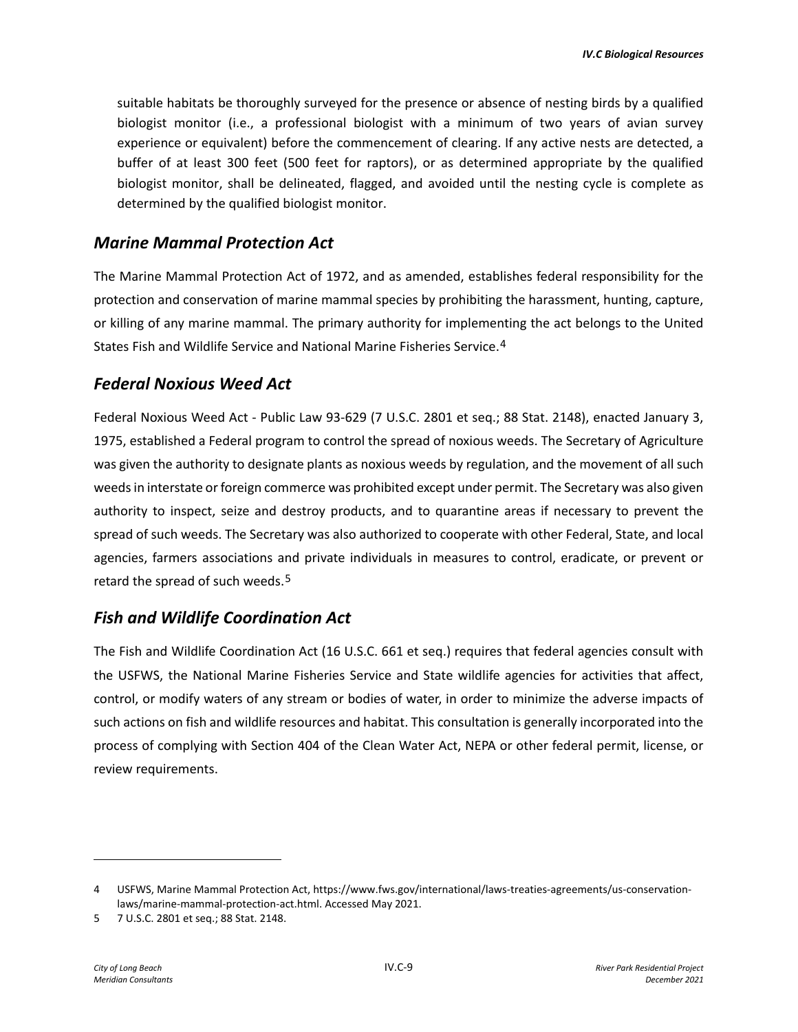suitable habitats be thoroughly surveyed for the presence or absence of nesting birds by a qualified biologist monitor (i.e., a professional biologist with a minimum of two years of avian survey experience or equivalent) before the commencement of clearing. If any active nests are detected, a buffer of at least 300 feet (500 feet for raptors), or as determined appropriate by the qualified biologist monitor, shall be delineated, flagged, and avoided until the nesting cycle is complete as determined by the qualified biologist monitor.

## *Marine Mammal Protection Act*

The Marine Mammal Protection Act of 1972, and as amended, establishes federal responsibility for the protection and conservation of marine mammal species by prohibiting the harassment, hunting, capture, or killing of any marine mammal. The primary authority for implementing the act belongs to the United States Fish and Wildlife Service and National Marine Fisheries Service.[4]

## *Federal Noxious Weed Act*

Federal Noxious Weed Act - Public Law 93-629 (7 U.S.C. 2801 et seq.; 88 Stat. 2148), enacted January 3, 1975, established a Federal program to control the spread of noxious weeds. The Secretary of Agriculture was given the authority to designate plants as noxious weeds by regulation, and the movement of all such weeds in interstate or foreign commerce was prohibited except under permit. The Secretary was also given authority to inspect, seize and destroy products, and to quarantine areas if necessary to prevent the spread of such weeds. The Secretary was also authorized to cooperate with other Federal, State, and local agencies, farmers associations and private individuals in measures to control, eradicate, or prevent or retard the spread of such weeds.[5]

## *Fish and Wildlife Coordination Act*

The Fish and Wildlife Coordination Act (16 U.S.C. 661 et seq.) requires that federal agencies consult with the USFWS, the National Marine Fisheries Service and State wildlife agencies for activities that affect, control, or modify waters of any stream or bodies of water, in order to minimize the adverse impacts of such actions on fish and wildlife resources and habitat. This consultation is generally incorporated into the process of complying with Section 404 of the Clean Water Act, NEPA or other federal permit, license, or review requirements.

---

4 USFWS, Marine Mammal Protection Act, https://www.fws.gov/international/laws-treaties-agreements/us-conservation-laws/marine-mammal-protection-act.html. Accessed May 2021.

5 7 U.S.C. 2801 et seq.; 88 Stat. 2148.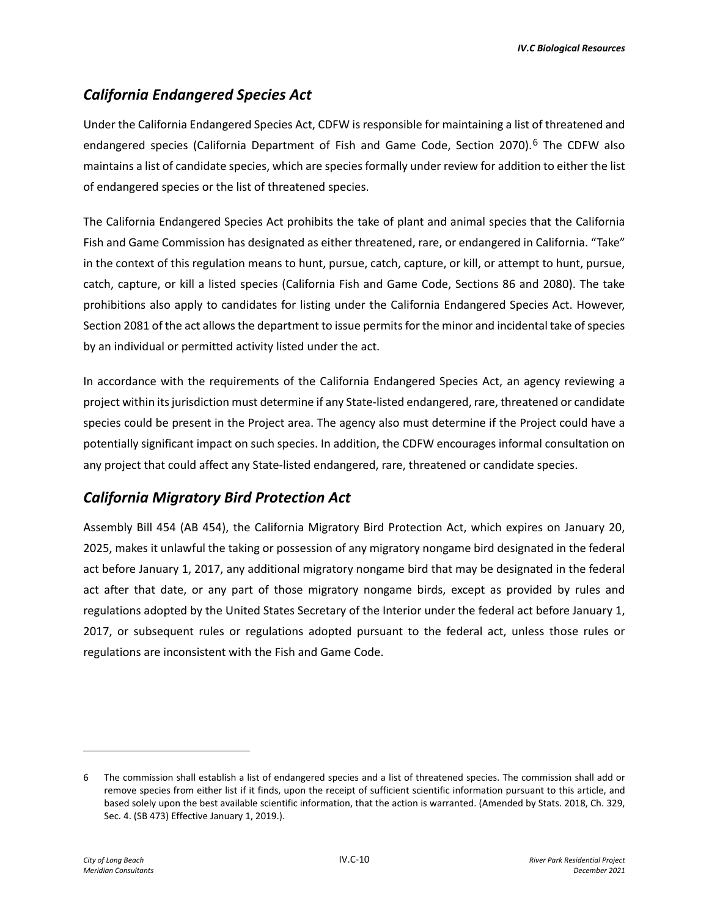## *California Endangered Species Act*

Under the California Endangered Species Act, CDFW is responsible for maintaining a list of threatened and endangered species (California Department of Fish and Game Code, Section 2070).[6] The CDFW also maintains a list of candidate species, which are species formally under review for addition to either the list of endangered species or the list of threatened species.

The California Endangered Species Act prohibits the take of plant and animal species that the California Fish and Game Commission has designated as either threatened, rare, or endangered in California. "Take" in the context of this regulation means to hunt, pursue, catch, capture, or kill, or attempt to hunt, pursue, catch, capture, or kill a listed species (California Fish and Game Code, Sections 86 and 2080). The take prohibitions also apply to candidates for listing under the California Endangered Species Act. However, Section 2081 of the act allows the department to issue permits for the minor and incidental take of species by an individual or permitted activity listed under the act.

In accordance with the requirements of the California Endangered Species Act, an agency reviewing a project within its jurisdiction must determine if any State-listed endangered, rare, threatened or candidate species could be present in the Project area. The agency also must determine if the Project could have a potentially significant impact on such species. In addition, the CDFW encourages informal consultation on any project that could affect any State-listed endangered, rare, threatened or candidate species.

## *California Migratory Bird Protection Act*

Assembly Bill 454 (AB 454), the California Migratory Bird Protection Act, which expires on January 20, 2025, makes it unlawful the taking or possession of any migratory nongame bird designated in the federal act before January 1, 2017, any additional migratory nongame bird that may be designated in the federal act after that date, or any part of those migratory nongame birds, except as provided by rules and regulations adopted by the United States Secretary of the Interior under the federal act before January 1, 2017, or subsequent rules or regulations adopted pursuant to the federal act, unless those rules or regulations are inconsistent with the Fish and Game Code.

---

6 The commission shall establish a list of endangered species and a list of threatened species. The commission shall add or remove species from either list if it finds, upon the receipt of sufficient scientific information pursuant to this article, and based solely upon the best available scientific information, that the action is warranted. (Amended by Stats. 2018, Ch. 329, Sec. 4. (SB 473) Effective January 1, 2019.).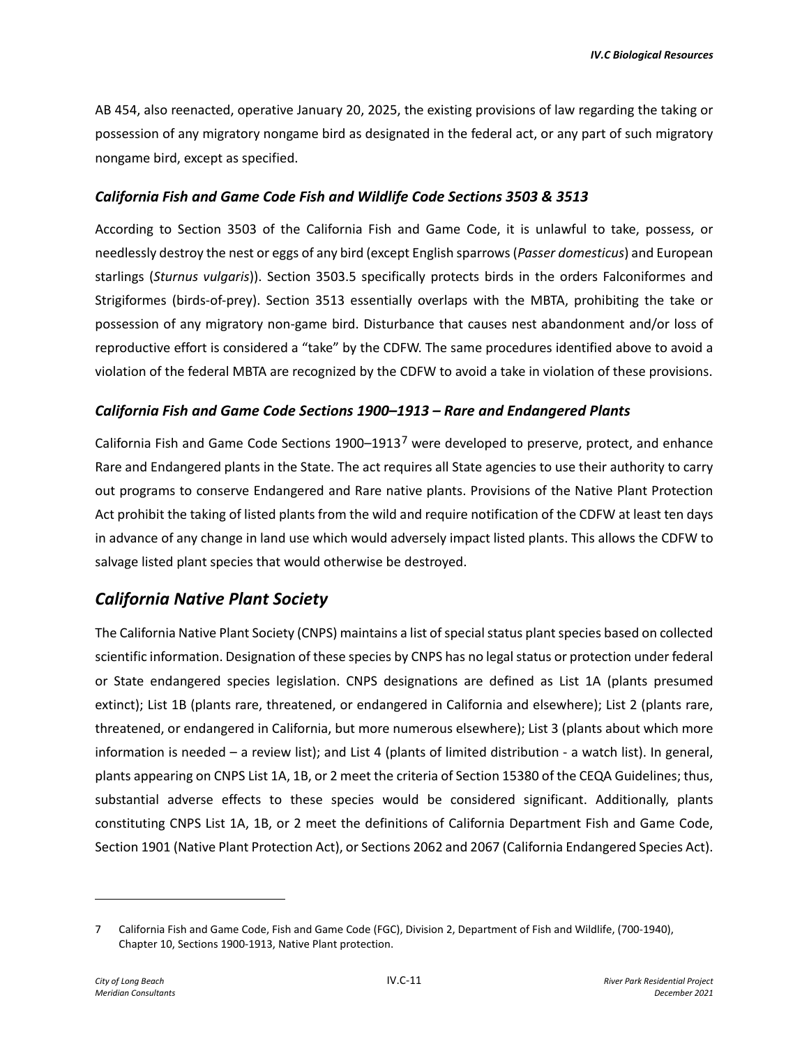AB 454, also reenacted, operative January 20, 2025, the existing provisions of law regarding the taking or possession of any migratory nongame bird as designated in the federal act, or any part of such migratory nongame bird, except as specified.

### *California Fish and Game Code Fish and Wildlife Code Sections 3503 & 3513*

According to Section 3503 of the California Fish and Game Code, it is unlawful to take, possess, or needlessly destroy the nest or eggs of any bird (except English sparrows (*Passer domesticus*) and European starlings (*Sturnus vulgaris*)). Section 3503.5 specifically protects birds in the orders Falconiformes and Strigiformes (birds-of-prey). Section 3513 essentially overlaps with the MBTA, prohibiting the take or possession of any migratory non-game bird. Disturbance that causes nest abandonment and/or loss of reproductive effort is considered a "take" by the CDFW. The same procedures identified above to avoid a violation of the federal MBTA are recognized by the CDFW to avoid a take in violation of these provisions.

### *California Fish and Game Code Sections 1900–1913 – Rare and Endangered Plants*

California Fish and Game Code Sections 1900–1913[7] were developed to preserve, protect, and enhance Rare and Endangered plants in the State. The act requires all State agencies to use their authority to carry out programs to conserve Endangered and Rare native plants. Provisions of the Native Plant Protection Act prohibit the taking of listed plants from the wild and require notification of the CDFW at least ten days in advance of any change in land use which would adversely impact listed plants. This allows the CDFW to salvage listed plant species that would otherwise be destroyed.

## *California Native Plant Society*

The California Native Plant Society (CNPS) maintains a list of special status plant species based on collected scientific information. Designation of these species by CNPS has no legal status or protection under federal or State endangered species legislation. CNPS designations are defined as List 1A (plants presumed extinct); List 1B (plants rare, threatened, or endangered in California and elsewhere); List 2 (plants rare, threatened, or endangered in California, but more numerous elsewhere); List 3 (plants about which more information is needed – a review list); and List 4 (plants of limited distribution - a watch list). In general, plants appearing on CNPS List 1A, 1B, or 2 meet the criteria of Section 15380 of the CEQA Guidelines; thus, substantial adverse effects to these species would be considered significant. Additionally, plants constituting CNPS List 1A, 1B, or 2 meet the definitions of California Department Fish and Game Code, Section 1901 (Native Plant Protection Act), or Sections 2062 and 2067 (California Endangered Species Act).

---

7 California Fish and Game Code, Fish and Game Code (FGC), Division 2, Department of Fish and Wildlife, (700-1940), Chapter 10, Sections 1900-1913, Native Plant protection.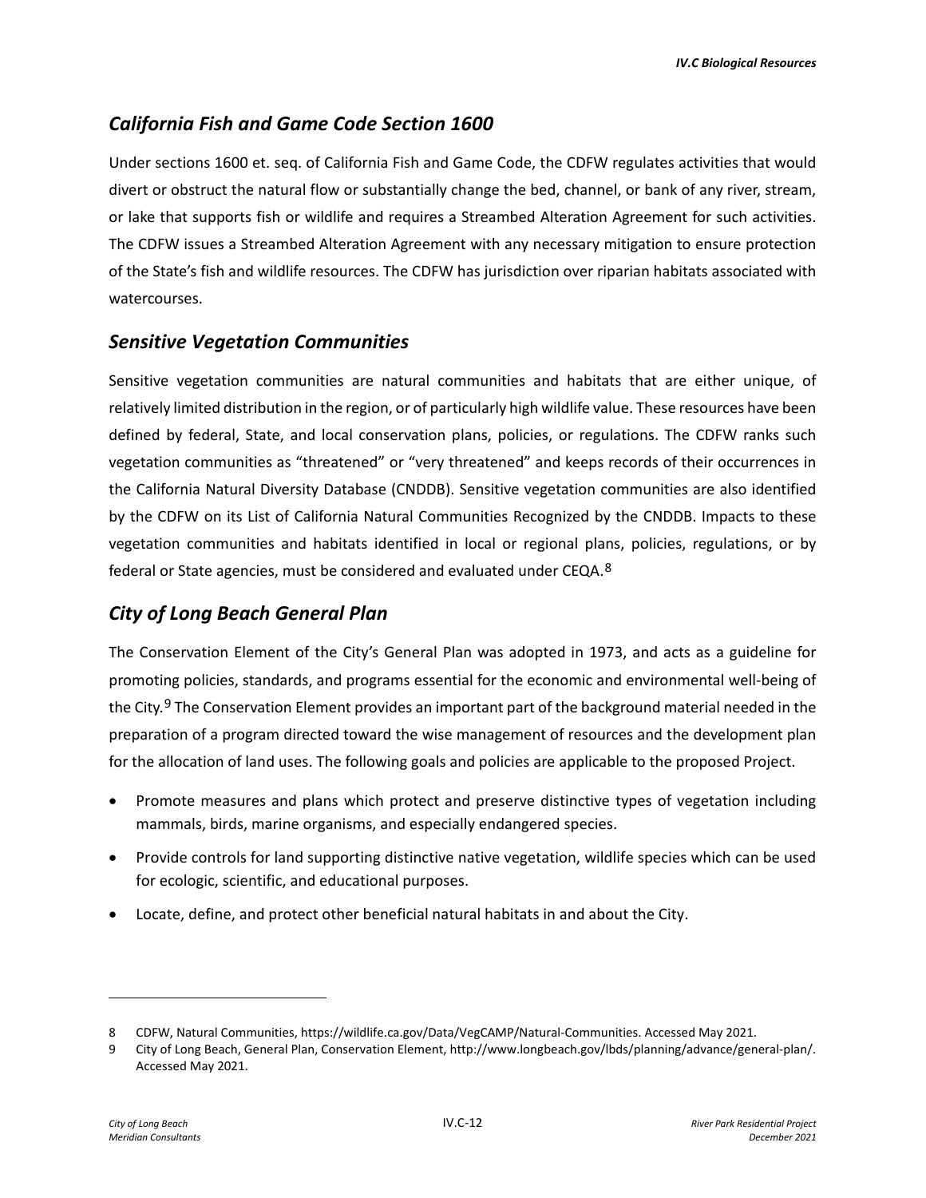### *California Fish and Game Code Section 1600*

Under sections 1600 et. seq. of California Fish and Game Code, the CDFW regulates activities that would divert or obstruct the natural flow or substantially change the bed, channel, or bank of any river, stream, or lake that supports fish or wildlife and requires a Streambed Alteration Agreement for such activities. The CDFW issues a Streambed Alteration Agreement with any necessary mitigation to ensure protection of the State's fish and wildlife resources. The CDFW has jurisdiction over riparian habitats associated with watercourses.

### *Sensitive Vegetation Communities*

Sensitive vegetation communities are natural communities and habitats that are either unique, of relatively limited distribution in the region, or of particularly high wildlife value. These resources have been defined by federal, State, and local conservation plans, policies, or regulations. The CDFW ranks such vegetation communities as "threatened" or "very threatened" and keeps records of their occurrences in the California Natural Diversity Database (CNDDB). Sensitive vegetation communities are also identified by the CDFW on its List of California Natural Communities Recognized by the CNDDB. Impacts to these vegetation communities and habitats identified in local or regional plans, policies, regulations, or by federal or State agencies, must be considered and evaluated under CEQA.[8]

### *City of Long Beach General Plan*

The Conservation Element of the City's General Plan was adopted in 1973, and acts as a guideline for promoting policies, standards, and programs essential for the economic and environmental well-being of the City.[9] The Conservation Element provides an important part of the background material needed in the preparation of a program directed toward the wise management of resources and the development plan for the allocation of land uses. The following goals and policies are applicable to the proposed Project.

- Promote measures and plans which protect and preserve distinctive types of vegetation including mammals, birds, marine organisms, and especially endangered species.
- Provide controls for land supporting distinctive native vegetation, wildlife species which can be used for ecologic, scientific, and educational purposes.
- Locate, define, and protect other beneficial natural habitats in and about the City.

---

8 CDFW, Natural Communities, https://wildlife.ca.gov/Data/VegCAMP/Natural-Communities. Accessed May 2021.

9 City of Long Beach, General Plan, Conservation Element, http://www.longbeach.gov/lbds/planning/advance/general-plan/. Accessed May 2021.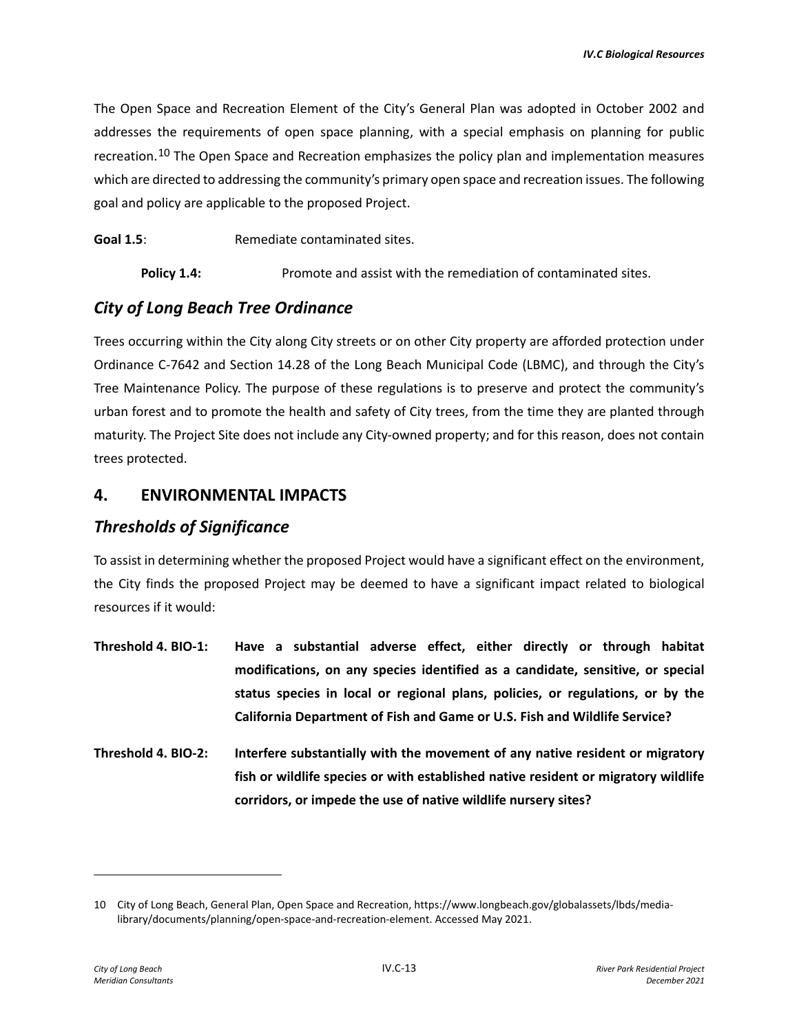The Open Space and Recreation Element of the City's General Plan was adopted in October 2002 and addresses the requirements of open space planning, with a special emphasis on planning for public recreation.[10] The Open Space and Recreation emphasizes the policy plan and implementation measures which are directed to addressing the community's primary open space and recreation issues. The following goal and policy are applicable to the proposed Project.

**Goal 1.5**: Remediate contaminated sites.

**Policy 1.4:** Promote and assist with the remediation of contaminated sites.

## *City of Long Beach Tree Ordinance*

Trees occurring within the City along City streets or on other City property are afforded protection under Ordinance C-7642 and Section 14.28 of the Long Beach Municipal Code (LBMC), and through the City's Tree Maintenance Policy. The purpose of these regulations is to preserve and protect the community's urban forest and to promote the health and safety of City trees, from the time they are planted through maturity. The Project Site does not include any City-owned property; and for this reason, does not contain trees protected.

# 4. ENVIRONMENTAL IMPACTS

## *Thresholds of Significance*

To assist in determining whether the proposed Project would have a significant effect on the environment, the City finds the proposed Project may be deemed to have a significant impact related to biological resources if it would:

**Threshold 4. BIO-1: Have a substantial adverse effect, either directly or through habitat modifications, on any species identified as a candidate, sensitive, or special status species in local or regional plans, policies, or regulations, or by the California Department of Fish and Game or U.S. Fish and Wildlife Service?**

**Threshold 4. BIO-2: Interfere substantially with the movement of any native resident or migratory fish or wildlife species or with established native resident or migratory wildlife corridors, or impede the use of native wildlife nursery sites?**

---

10 City of Long Beach, General Plan, Open Space and Recreation, https://www.longbeach.gov/globalassets/lbds/media-library/documents/planning/open-space-and-recreation-element. Accessed May 2021.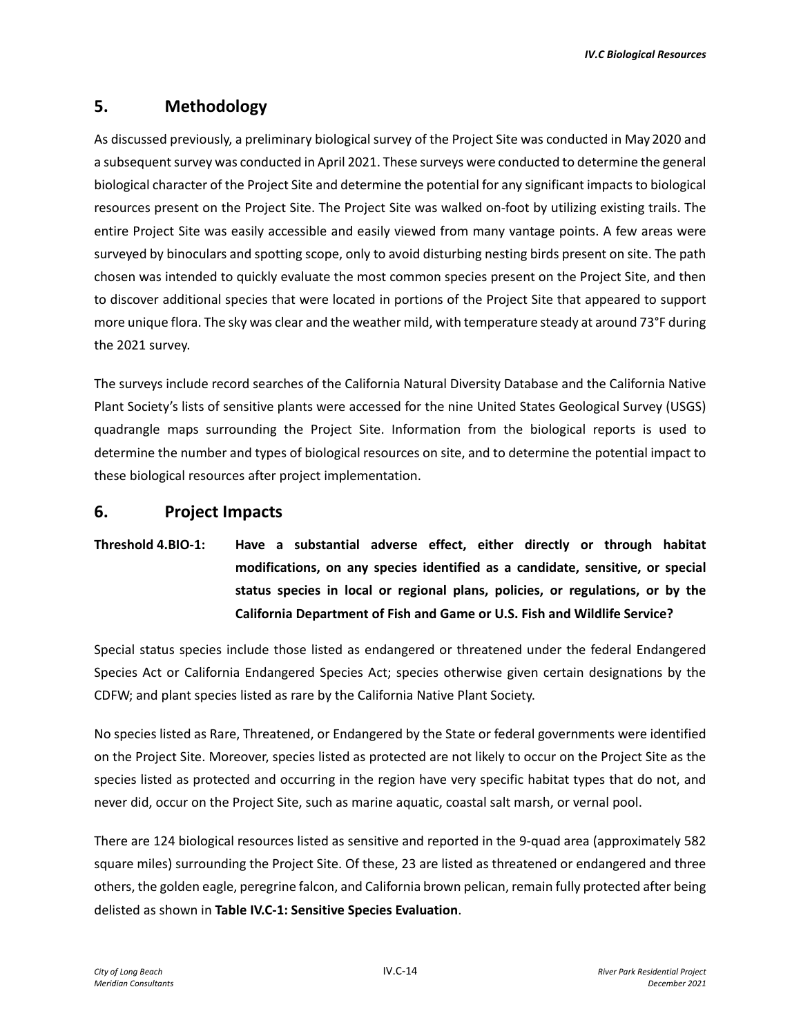## 5. Methodology

As discussed previously, a preliminary biological survey of the Project Site was conducted in May 2020 and a subsequent survey was conducted in April 2021. These surveys were conducted to determine the general biological character of the Project Site and determine the potential for any significant impacts to biological resources present on the Project Site. The Project Site was walked on-foot by utilizing existing trails. The entire Project Site was easily accessible and easily viewed from many vantage points. A few areas were surveyed by binoculars and spotting scope, only to avoid disturbing nesting birds present on site. The path chosen was intended to quickly evaluate the most common species present on the Project Site, and then to discover additional species that were located in portions of the Project Site that appeared to support more unique flora. The sky was clear and the weather mild, with temperature steady at around 73°F during the 2021 survey.

The surveys include record searches of the California Natural Diversity Database and the California Native Plant Society's lists of sensitive plants were accessed for the nine United States Geological Survey (USGS) quadrangle maps surrounding the Project Site. Information from the biological reports is used to determine the number and types of biological resources on site, and to determine the potential impact to these biological resources after project implementation.

## 6. Project Impacts

**Threshold 4.BIO-1: Have a substantial adverse effect, either directly or through habitat modifications, on any species identified as a candidate, sensitive, or special status species in local or regional plans, policies, or regulations, or by the California Department of Fish and Game or U.S. Fish and Wildlife Service?**

Special status species include those listed as endangered or threatened under the federal Endangered Species Act or California Endangered Species Act; species otherwise given certain designations by the CDFW; and plant species listed as rare by the California Native Plant Society.

No species listed as Rare, Threatened, or Endangered by the State or federal governments were identified on the Project Site. Moreover, species listed as protected are not likely to occur on the Project Site as the species listed as protected and occurring in the region have very specific habitat types that do not, and never did, occur on the Project Site, such as marine aquatic, coastal salt marsh, or vernal pool.

There are 124 biological resources listed as sensitive and reported in the 9-quad area (approximately 582 square miles) surrounding the Project Site. Of these, 23 are listed as threatened or endangered and three others, the golden eagle, peregrine falcon, and California brown pelican, remain fully protected after being delisted as shown in **Table IV.C-1: Sensitive Species Evaluation**.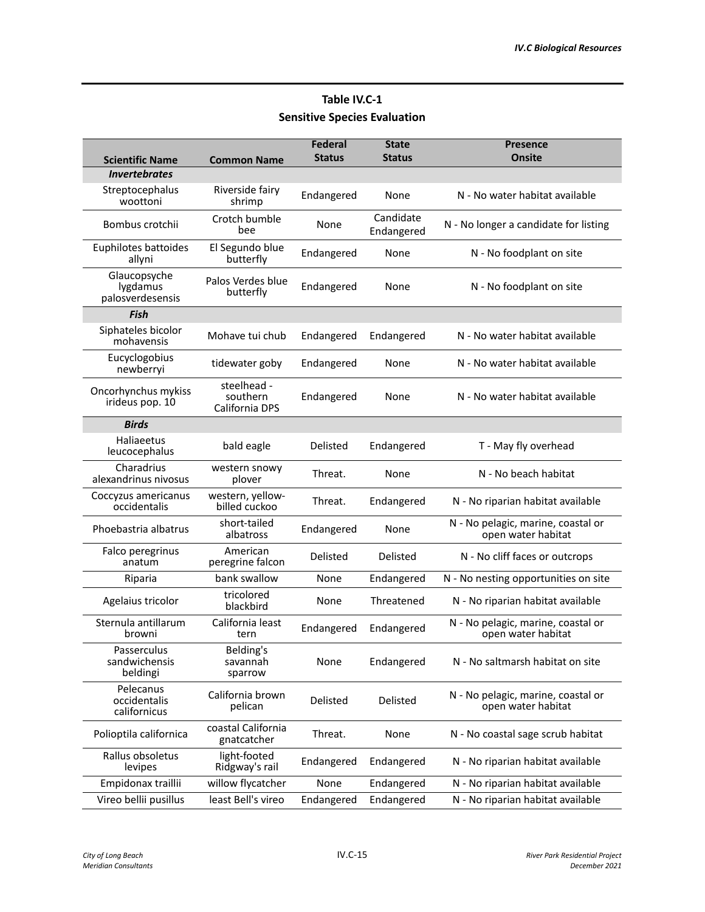**Table IV.C-1**
**Sensitive Species Evaluation**

| Scientific Name | Common Name | Federal Status | State Status | Presence Onsite |
|---|---|---|---|---|
| ***Invertebrates*** | | | | |
| Streptocephalus woottoni | Riverside fairy shrimp | Endangered | None | N - No water habitat available |
| Bombus crotchii | Crotch bumble bee | None | Candidate Endangered | N - No longer a candidate for listing |
| Euphilotes battoides allyni | El Segundo blue butterfly | Endangered | None | N - No foodplant on site |
| Glaucopsyche lygdamus palosverdesensis | Palos Verdes blue butterfly | Endangered | None | N - No foodplant on site |
| ***Fish*** | | | | |
| Siphateles bicolor mohavensis | Mohave tui chub | Endangered | Endangered | N - No water habitat available |
| Eucyclogobius newberryi | tidewater goby | Endangered | None | N - No water habitat available |
| Oncorhynchus mykiss irideus pop. 10 | steelhead - southern California DPS | Endangered | None | N - No water habitat available |
| ***Birds*** | | | | |
| Haliaeetus leucocephalus | bald eagle | Delisted | Endangered | T - May fly overhead |
| Charadrius alexandrinus nivosus | western snowy plover | Threat. | None | N - No beach habitat |
| Coccyzus americanus occidentalis | western, yellow-billed cuckoo | Threat. | Endangered | N - No riparian habitat available |
| Phoebastria albatrus | short-tailed albatross | Endangered | None | N - No pelagic, marine, coastal or open water habitat |
| Falco peregrinus anatum | American peregrine falcon | Delisted | Delisted | N - No cliff faces or outcrops |
| Riparia | bank swallow | None | Endangered | N - No nesting opportunities on site |
| Agelaius tricolor | tricolored blackbird | None | Threatened | N - No riparian habitat available |
| Sternula antillarum browni | California least tern | Endangered | Endangered | N - No pelagic, marine, coastal or open water habitat |
| Passerculus sandwichensis beldingi | Belding's savannah sparrow | None | Endangered | N - No saltmarsh habitat on site |
| Pelecanus occidentalis californicus | California brown pelican | Delisted | Delisted | N - No pelagic, marine, coastal or open water habitat |
| Polioptila californica | coastal California gnatcatcher | Threat. | None | N - No coastal sage scrub habitat |
| Rallus obsoletus levipes | light-footed Ridgway's rail | Endangered | Endangered | N - No riparian habitat available |
| Empidonax traillii | willow flycatcher | None | Endangered | N - No riparian habitat available |
| Vireo bellii pusillus | least Bell's vireo | Endangered | Endangered | N - No riparian habitat available |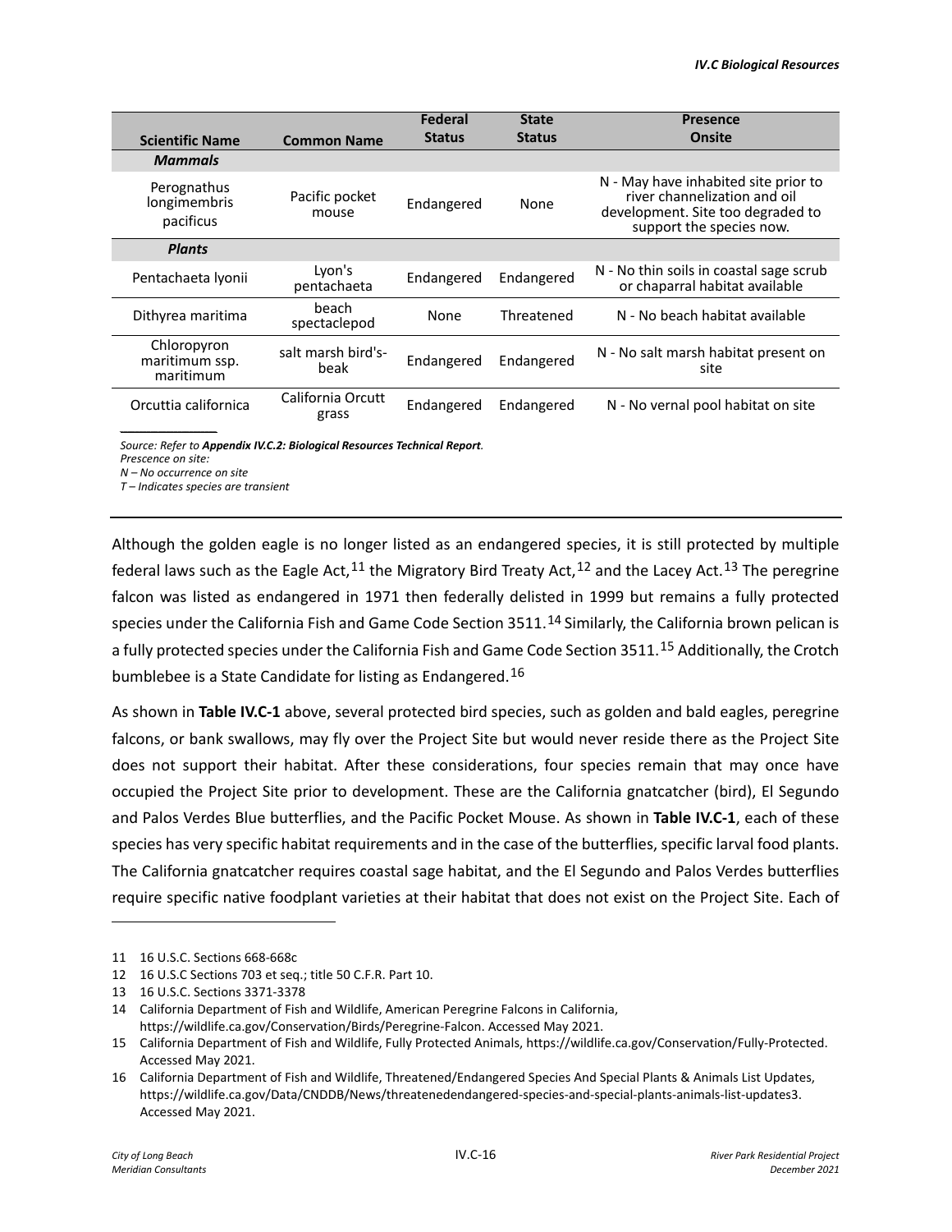| Scientific Name | Common Name | Federal Status | State Status | Presence Onsite |
| --- | --- | --- | --- | --- |
| ***Mammals*** | | | | |
| Perognathus longimembris pacificus | Pacific pocket mouse | Endangered | None | N - May have inhabited site prior to river channelization and oil development. Site too degraded to support the species now. |
| ***Plants*** | | | | |
| Pentachaeta lyonii | Lyon's pentachaeta | Endangered | Endangered | N - No thin soils in coastal sage scrub or chaparral habitat available |
| Dithyrea maritima | beach spectaclepod | None | Threatened | N - No beach habitat available |
| Chloropyron maritimum ssp. maritimum | salt marsh bird's-beak | Endangered | Endangered | N - No salt marsh habitat present on site |
| Orcuttia californica | California Orcutt grass | Endangered | Endangered | N - No vernal pool habitat on site |

*Source: Refer to **Appendix IV.C.2: Biological Resources Technical Report**.*
*Prescence on site:*
*N – No occurrence on site*
*T – Indicates species are transient*

Although the golden eagle is no longer listed as an endangered species, it is still protected by multiple federal laws such as the Eagle Act,[11] the Migratory Bird Treaty Act,[12] and the Lacey Act.[13] The peregrine falcon was listed as endangered in 1971 then federally delisted in 1999 but remains a fully protected species under the California Fish and Game Code Section 3511.[14] Similarly, the California brown pelican is a fully protected species under the California Fish and Game Code Section 3511.[15] Additionally, the Crotch bumblebee is a State Candidate for listing as Endangered.[16]

As shown in **Table IV.C-1** above, several protected bird species, such as golden and bald eagles, peregrine falcons, or bank swallows, may fly over the Project Site but would never reside there as the Project Site does not support their habitat. After these considerations, four species remain that may once have occupied the Project Site prior to development. These are the California gnatcatcher (bird), El Segundo and Palos Verdes Blue butterflies, and the Pacific Pocket Mouse. As shown in **Table IV.C-1**, each of these species has very specific habitat requirements and in the case of the butterflies, specific larval food plants. The California gnatcatcher requires coastal sage habitat, and the El Segundo and Palos Verdes butterflies require specific native foodplant varieties at their habitat that does not exist on the Project Site. Each of

---

11 16 U.S.C. Sections 668-668c

12 16 U.S.C Sections 703 et seq.; title 50 C.F.R. Part 10.

13 16 U.S.C. Sections 3371-3378

14 California Department of Fish and Wildlife, American Peregrine Falcons in California, https://wildlife.ca.gov/Conservation/Birds/Peregrine-Falcon. Accessed May 2021.

15 California Department of Fish and Wildlife, Fully Protected Animals, https://wildlife.ca.gov/Conservation/Fully-Protected. Accessed May 2021.

16 California Department of Fish and Wildlife, Threatened/Endangered Species And Special Plants & Animals List Updates, https://wildlife.ca.gov/Data/CNDDB/News/threatenedendangered-species-and-special-plants-animals-list-updates3. Accessed May 2021.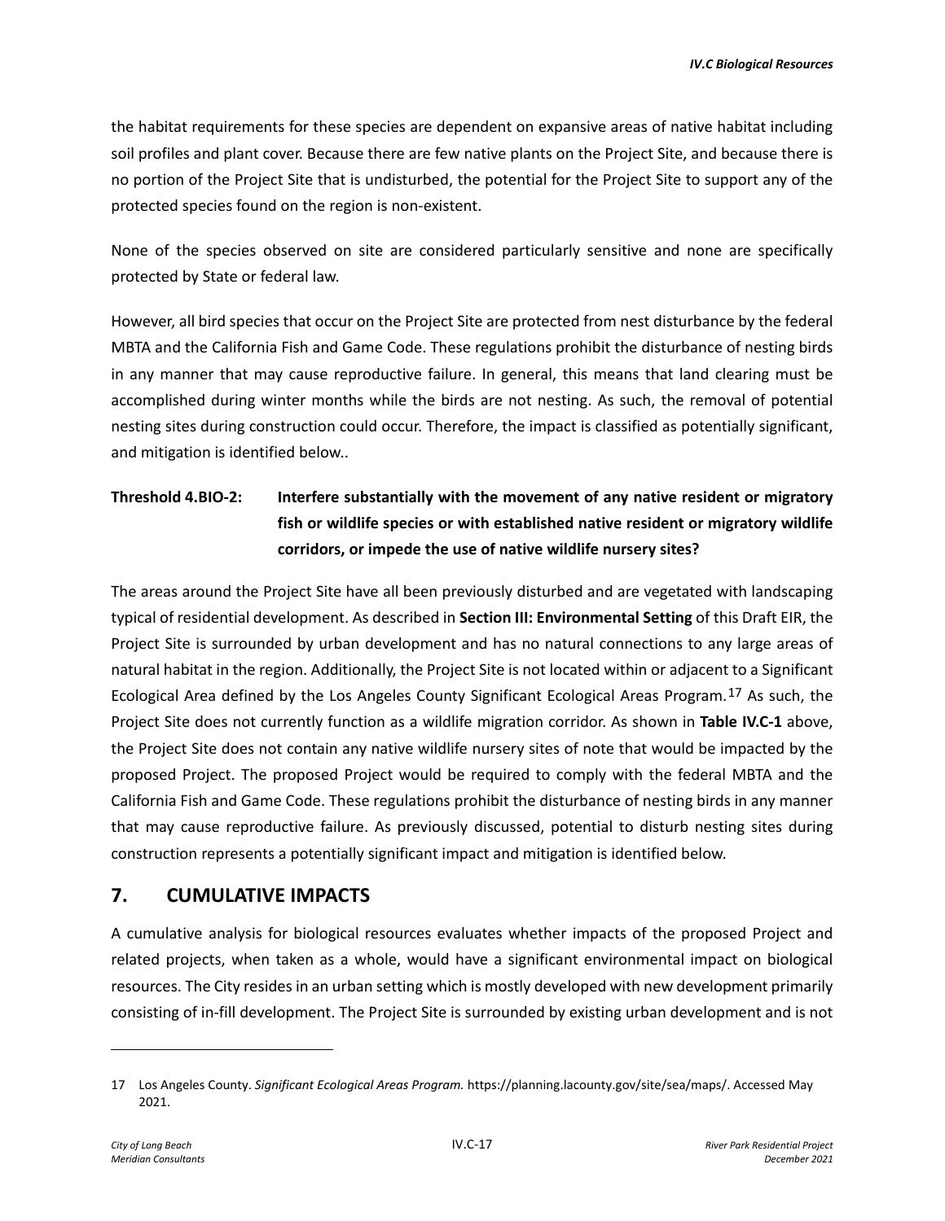the habitat requirements for these species are dependent on expansive areas of native habitat including soil profiles and plant cover. Because there are few native plants on the Project Site, and because there is no portion of the Project Site that is undisturbed, the potential for the Project Site to support any of the protected species found on the region is non-existent.

None of the species observed on site are considered particularly sensitive and none are specifically protected by State or federal law.

However, all bird species that occur on the Project Site are protected from nest disturbance by the federal MBTA and the California Fish and Game Code. These regulations prohibit the disturbance of nesting birds in any manner that may cause reproductive failure. In general, this means that land clearing must be accomplished during winter months while the birds are not nesting. As such, the removal of potential nesting sites during construction could occur. Therefore, the impact is classified as potentially significant, and mitigation is identified below..

**Threshold 4.BIO-2: Interfere substantially with the movement of any native resident or migratory fish or wildlife species or with established native resident or migratory wildlife corridors, or impede the use of native wildlife nursery sites?**

The areas around the Project Site have all been previously disturbed and are vegetated with landscaping typical of residential development. As described in **Section III: Environmental Setting** of this Draft EIR, the Project Site is surrounded by urban development and has no natural connections to any large areas of natural habitat in the region. Additionally, the Project Site is not located within or adjacent to a Significant Ecological Area defined by the Los Angeles County Significant Ecological Areas Program.[17] As such, the Project Site does not currently function as a wildlife migration corridor. As shown in **Table IV.C-1** above, the Project Site does not contain any native wildlife nursery sites of note that would be impacted by the proposed Project. The proposed Project would be required to comply with the federal MBTA and the California Fish and Game Code. These regulations prohibit the disturbance of nesting birds in any manner that may cause reproductive failure. As previously discussed, potential to disturb nesting sites during construction represents a potentially significant impact and mitigation is identified below.

## 7. CUMULATIVE IMPACTS

A cumulative analysis for biological resources evaluates whether impacts of the proposed Project and related projects, when taken as a whole, would have a significant environmental impact on biological resources. The City resides in an urban setting which is mostly developed with new development primarily consisting of in-fill development. The Project Site is surrounded by existing urban development and is not

---

17 Los Angeles County. *Significant Ecological Areas Program.* https://planning.lacounty.gov/site/sea/maps/. Accessed May 2021.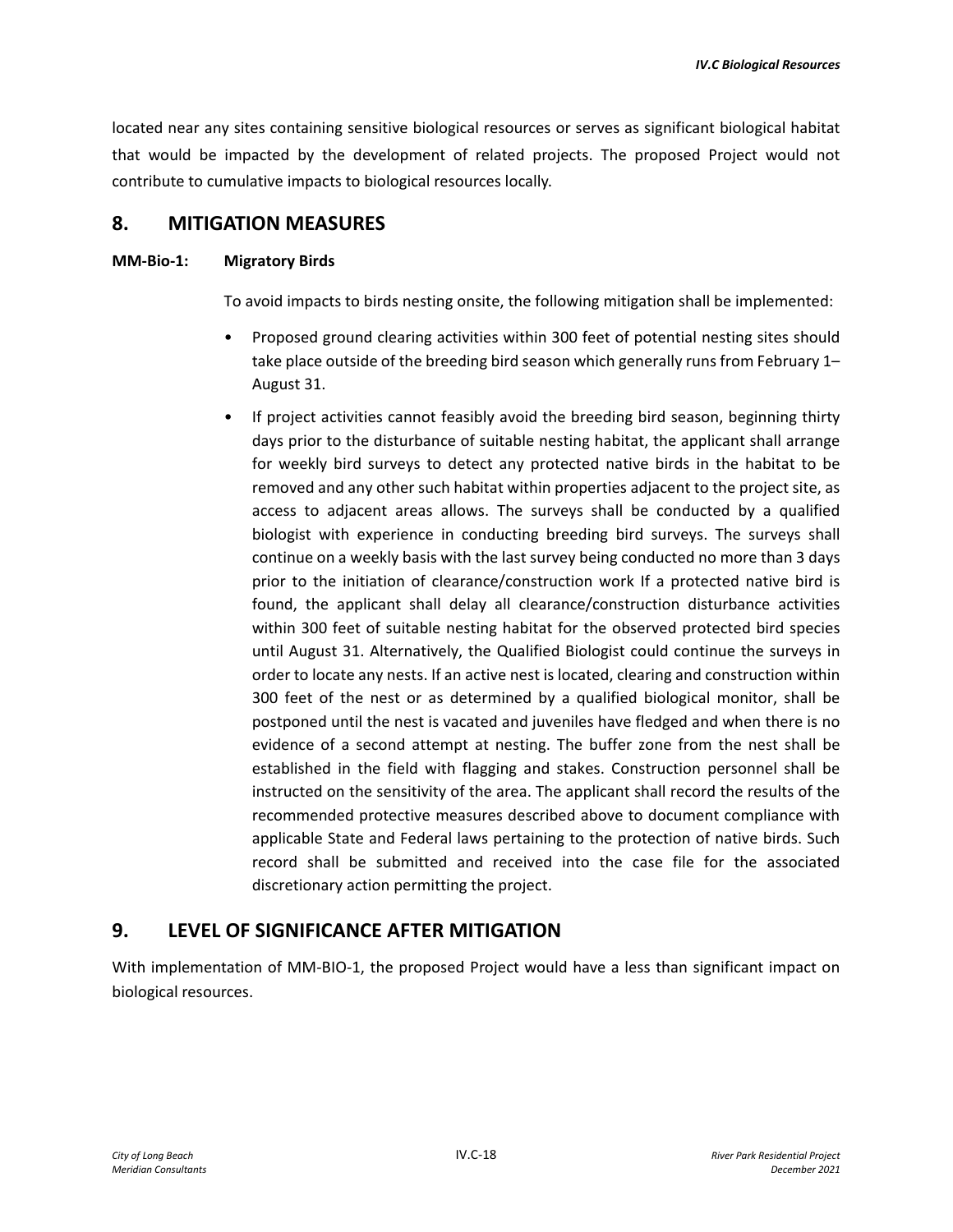located near any sites containing sensitive biological resources or serves as significant biological habitat that would be impacted by the development of related projects. The proposed Project would not contribute to cumulative impacts to biological resources locally.

## 8. MITIGATION MEASURES

**MM-Bio-1: Migratory Birds**

To avoid impacts to birds nesting onsite, the following mitigation shall be implemented:

- Proposed ground clearing activities within 300 feet of potential nesting sites should take place outside of the breeding bird season which generally runs from February 1–August 31.
- If project activities cannot feasibly avoid the breeding bird season, beginning thirty days prior to the disturbance of suitable nesting habitat, the applicant shall arrange for weekly bird surveys to detect any protected native birds in the habitat to be removed and any other such habitat within properties adjacent to the project site, as access to adjacent areas allows. The surveys shall be conducted by a qualified biologist with experience in conducting breeding bird surveys. The surveys shall continue on a weekly basis with the last survey being conducted no more than 3 days prior to the initiation of clearance/construction work If a protected native bird is found, the applicant shall delay all clearance/construction disturbance activities within 300 feet of suitable nesting habitat for the observed protected bird species until August 31. Alternatively, the Qualified Biologist could continue the surveys in order to locate any nests. If an active nest is located, clearing and construction within 300 feet of the nest or as determined by a qualified biological monitor, shall be postponed until the nest is vacated and juveniles have fledged and when there is no evidence of a second attempt at nesting. The buffer zone from the nest shall be established in the field with flagging and stakes. Construction personnel shall be instructed on the sensitivity of the area. The applicant shall record the results of the recommended protective measures described above to document compliance with applicable State and Federal laws pertaining to the protection of native birds. Such record shall be submitted and received into the case file for the associated discretionary action permitting the project.

## 9. LEVEL OF SIGNIFICANCE AFTER MITIGATION

With implementation of MM-BIO-1, the proposed Project would have a less than significant impact on biological resources.